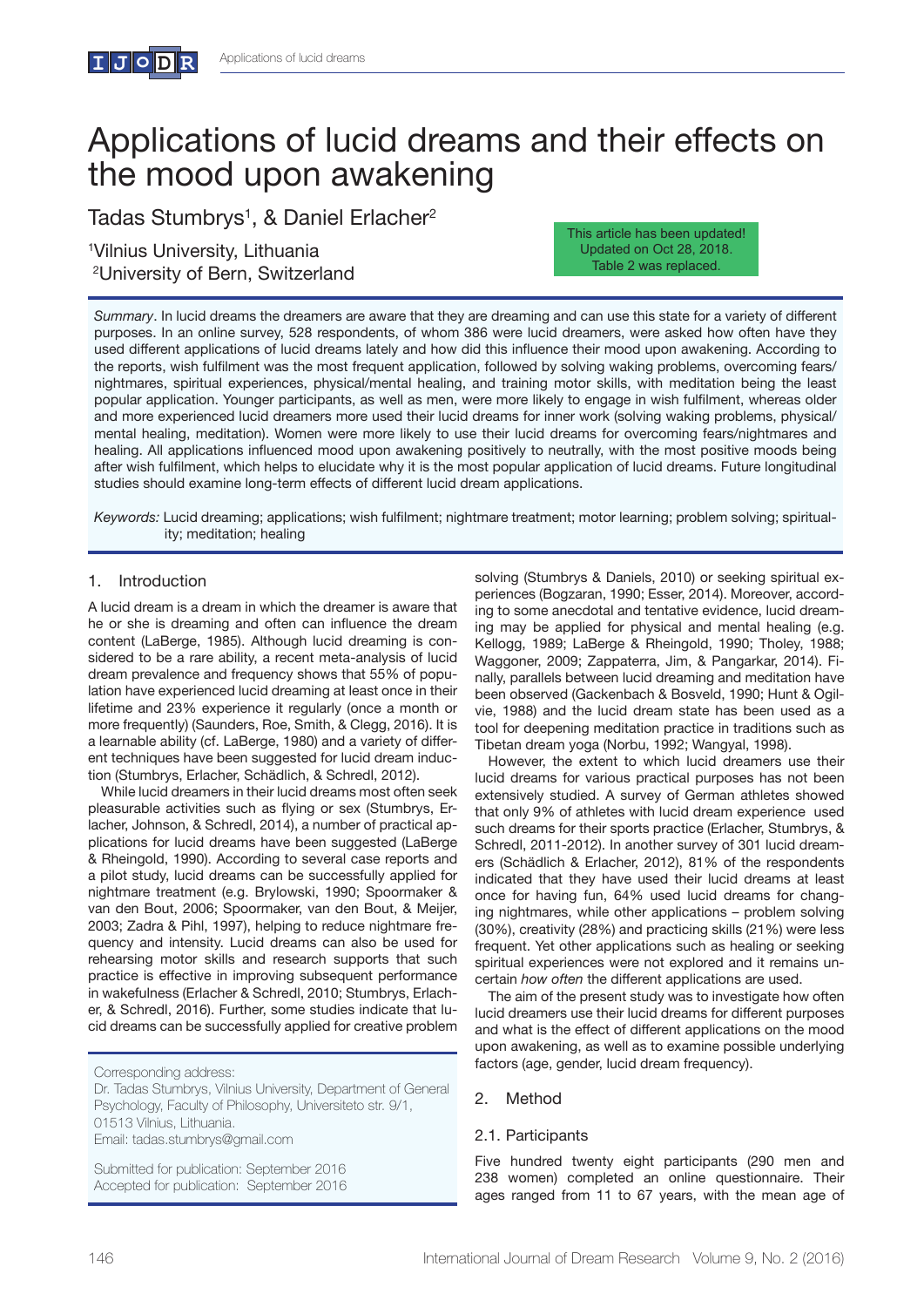# Applications of lucid dreams and their effects on the mood upon awakening

Tadas Stumbrys[1], & Daniel Erlacher[2]

[1]Vilnius University, Lithuania
[2]University of Bern, Switzerland

This article has been updated! Updated on Oct 28, 2018. Table 2 was replaced.

*Summary*. In lucid dreams the dreamers are aware that they are dreaming and can use this state for a variety of different purposes. In an online survey, 528 respondents, of whom 386 were lucid dreamers, were asked how often have they used different applications of lucid dreams lately and how did this influence their mood upon awakening. According to the reports, wish fulfilment was the most frequent application, followed by solving waking problems, overcoming fears/nightmares, spiritual experiences, physical/mental healing, and training motor skills, with meditation being the least popular application. Younger participants, as well as men, were more likely to engage in wish fulfilment, whereas older and more experienced lucid dreamers more used their lucid dreams for inner work (solving waking problems, physical/mental healing, meditation). Women were more likely to use their lucid dreams for overcoming fears/nightmares and healing. All applications influenced mood upon awakening positively to neutrally, with the most positive moods being after wish fulfilment, which helps to elucidate why it is the most popular application of lucid dreams. Future longitudinal studies should examine long-term effects of different lucid dream applications.

*Keywords:* Lucid dreaming; applications; wish fulfilment; nightmare treatment; motor learning; problem solving; spirituality; meditation; healing

## 1. Introduction

A lucid dream is a dream in which the dreamer is aware that he or she is dreaming and often can influence the dream content (LaBerge, 1985). Although lucid dreaming is considered to be a rare ability, a recent meta-analysis of lucid dream prevalence and frequency shows that 55% of population have experienced lucid dreaming at least once in their lifetime and 23% experience it regularly (once a month or more frequently) (Saunders, Roe, Smith, & Clegg, 2016). It is a learnable ability (cf. LaBerge, 1980) and a variety of different techniques have been suggested for lucid dream induction (Stumbrys, Erlacher, Schädlich, & Schredl, 2012).

While lucid dreamers in their lucid dreams most often seek pleasurable activities such as flying or sex (Stumbrys, Erlacher, Johnson, & Schredl, 2014), a number of practical applications for lucid dreams have been suggested (LaBerge & Rheingold, 1990). According to several case reports and a pilot study, lucid dreams can be successfully applied for nightmare treatment (e.g. Brylowski, 1990; Spoormaker & van den Bout, 2006; Spoormaker, van den Bout, & Meijer, 2003; Zadra & Pihl, 1997), helping to reduce nightmare frequency and intensity. Lucid dreams can also be used for rehearsing motor skills and research supports that such practice is effective in improving subsequent performance in wakefulness (Erlacher & Schredl, 2010; Stumbrys, Erlacher, & Schredl, 2016). Further, some studies indicate that lucid dreams can be successfully applied for creative problem solving (Stumbrys & Daniels, 2010) or seeking spiritual experiences (Bogzaran, 1990; Esser, 2014). Moreover, according to some anecdotal and tentative evidence, lucid dreaming may be applied for physical and mental healing (e.g. Kellogg, 1989; LaBerge & Rheingold, 1990; Tholey, 1988; Waggoner, 2009; Zappaterra, Jim, & Pangarkar, 2014). Finally, parallels between lucid dreaming and meditation have been observed (Gackenbach & Bosveld, 1990; Hunt & Ogilvie, 1988) and the lucid dream state has been used as a tool for deepening meditation practice in traditions such as Tibetan dream yoga (Norbu, 1992; Wangyal, 1998).

However, the extent to which lucid dreamers use their lucid dreams for various practical purposes has not been extensively studied. A survey of German athletes showed that only 9% of athletes with lucid dream experience used such dreams for their sports practice (Erlacher, Stumbrys, & Schredl, 2011-2012). In another survey of 301 lucid dreamers (Schädlich & Erlacher, 2012), 81% of the respondents indicated that they have used their lucid dreams at least once for having fun, 64% used lucid dreams for changing nightmares, while other applications – problem solving (30%), creativity (28%) and practicing skills (21%) were less frequent. Yet other applications such as healing or seeking spiritual experiences were not explored and it remains uncertain *how often* the different applications are used.

The aim of the present study was to investigate how often lucid dreamers use their lucid dreams for different purposes and what is the effect of different applications on the mood upon awakening, as well as to examine possible underlying factors (age, gender, lucid dream frequency).

Corresponding address:
Dr. Tadas Stumbrys, Vilnius University, Department of General Psychology, Faculty of Philosophy, Universiteto str. 9/1, 01513 Vilnius, Lithuania.
Email: tadas.stumbrys@gmail.com

Submitted for publication: September 2016
Accepted for publication: September 2016

## 2. Method

### 2.1. Participants

Five hundred twenty eight participants (290 men and 238 women) completed an online questionnaire. Their ages ranged from 11 to 67 years, with the mean age of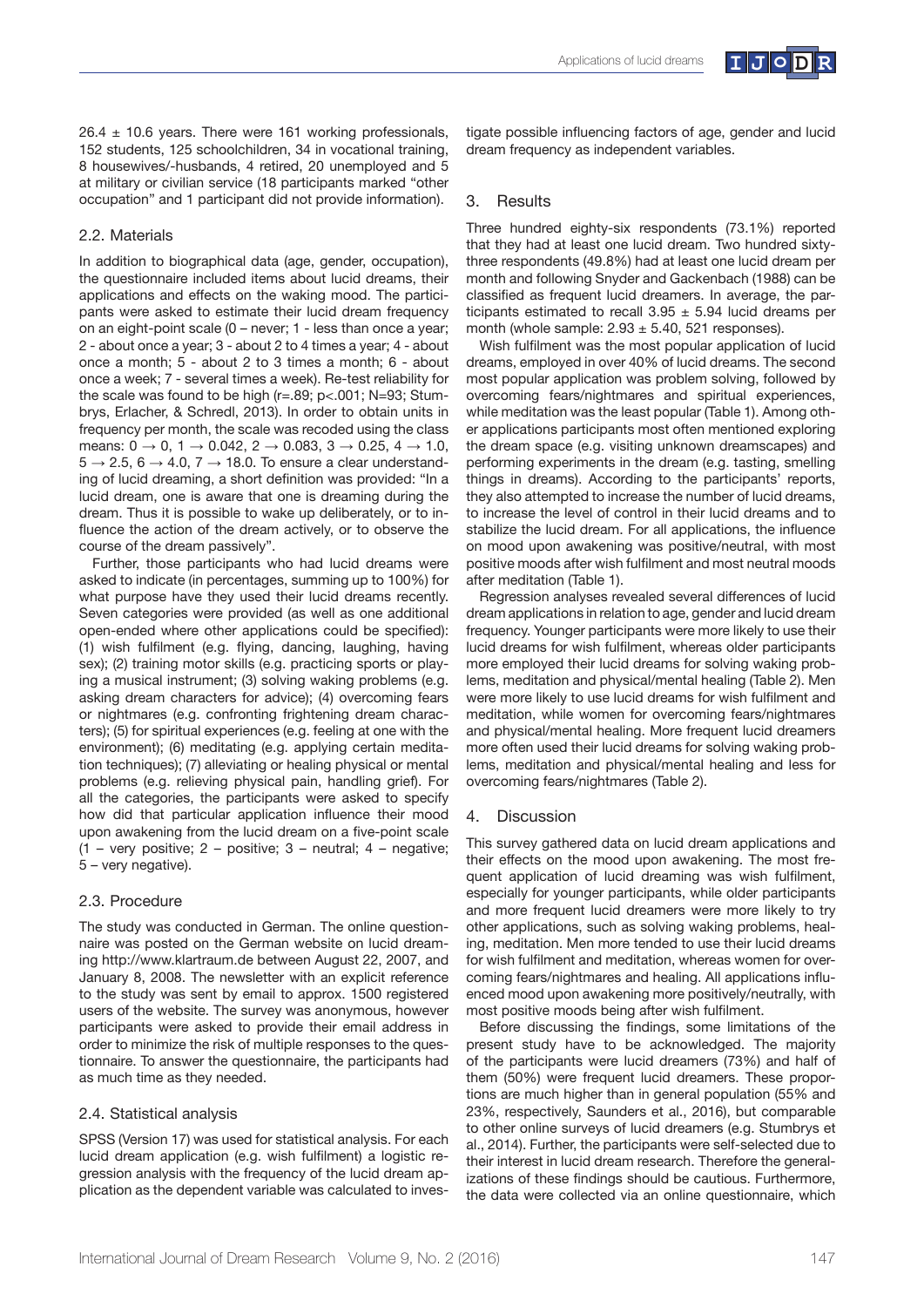26.4 ± 10.6 years. There were 161 working professionals, 152 students, 125 schoolchildren, 34 in vocational training, 8 housewives/-husbands, 4 retired, 20 unemployed and 5 at military or civilian service (18 participants marked "other occupation" and 1 participant did not provide information).

### 2.2. Materials

In addition to biographical data (age, gender, occupation), the questionnaire included items about lucid dreams, their applications and effects on the waking mood. The participants were asked to estimate their lucid dream frequency on an eight-point scale (0 – never; 1 - less than once a year; 2 - about once a year; 3 - about 2 to 4 times a year; 4 - about once a month; 5 - about 2 to 3 times a month; 6 - about once a week; 7 - several times a week). Re-test reliability for the scale was found to be high (r=.89; p<.001; N=93; Stumbrys, Erlacher, & Schredl, 2013). In order to obtain units in frequency per month, the scale was recoded using the class means: 0 → 0, 1 → 0.042, 2 → 0.083, 3 → 0.25, 4 → 1.0, 5 → 2.5, 6 → 4.0, 7 → 18.0. To ensure a clear understanding of lucid dreaming, a short definition was provided: "In a lucid dream, one is aware that one is dreaming during the dream. Thus it is possible to wake up deliberately, or to influence the action of the dream actively, or to observe the course of the dream passively".

Further, those participants who had lucid dreams were asked to indicate (in percentages, summing up to 100%) for what purpose have they used their lucid dreams recently. Seven categories were provided (as well as one additional open-ended where other applications could be specified): (1) wish fulfilment (e.g. flying, dancing, laughing, having sex); (2) training motor skills (e.g. practicing sports or playing a musical instrument; (3) solving waking problems (e.g. asking dream characters for advice); (4) overcoming fears or nightmares (e.g. confronting frightening dream characters); (5) for spiritual experiences (e.g. feeling at one with the environment); (6) meditating (e.g. applying certain meditation techniques); (7) alleviating or healing physical or mental problems (e.g. relieving physical pain, handling grief). For all the categories, the participants were asked to specify how did that particular application influence their mood upon awakening from the lucid dream on a five-point scale (1 – very positive; 2 – positive; 3 – neutral; 4 – negative; 5 – very negative).

### 2.3. Procedure

The study was conducted in German. The online questionnaire was posted on the German website on lucid dreaming http://www.klartraum.de between August 22, 2007, and January 8, 2008. The newsletter with an explicit reference to the study was sent by email to approx. 1500 registered users of the website. The survey was anonymous, however participants were asked to provide their email address in order to minimize the risk of multiple responses to the questionnaire. To answer the questionnaire, the participants had as much time as they needed.

### 2.4. Statistical analysis

SPSS (Version 17) was used for statistical analysis. For each lucid dream application (e.g. wish fulfilment) a logistic regression analysis with the frequency of the lucid dream application as the dependent variable was calculated to investigate possible influencing factors of age, gender and lucid dream frequency as independent variables.

## 3. Results

Three hundred eighty-six respondents (73.1%) reported that they had at least one lucid dream. Two hundred sixty-three respondents (49.8%) had at least one lucid dream per month and following Snyder and Gackenbach (1988) can be classified as frequent lucid dreamers. In average, the participants estimated to recall 3.95 ± 5.94 lucid dreams per month (whole sample: 2.93 ± 5.40, 521 responses).

Wish fulfilment was the most popular application of lucid dreams, employed in over 40% of lucid dreams. The second most popular application was problem solving, followed by overcoming fears/nightmares and spiritual experiences, while meditation was the least popular (Table 1). Among other applications participants most often mentioned exploring the dream space (e.g. visiting unknown dreamscapes) and performing experiments in the dream (e.g. tasting, smelling things in dreams). According to the participants' reports, they also attempted to increase the number of lucid dreams, to increase the level of control in their lucid dreams and to stabilize the lucid dream. For all applications, the influence on mood upon awakening was positive/neutral, with most positive moods after wish fulfilment and most neutral moods after meditation (Table 1).

Regression analyses revealed several differences of lucid dream applications in relation to age, gender and lucid dream frequency. Younger participants were more likely to use their lucid dreams for wish fulfilment, whereas older participants more employed their lucid dreams for solving waking problems, meditation and physical/mental healing (Table 2). Men were more likely to use lucid dreams for wish fulfilment and meditation, while women for overcoming fears/nightmares and physical/mental healing. More frequent lucid dreamers more often used their lucid dreams for solving waking problems, meditation and physical/mental healing and less for overcoming fears/nightmares (Table 2).

## 4. Discussion

This survey gathered data on lucid dream applications and their effects on the mood upon awakening. The most frequent application of lucid dreaming was wish fulfilment, especially for younger participants, while older participants and more frequent lucid dreamers were more likely to try other applications, such as solving waking problems, healing, meditation. Men more tended to use their lucid dreams for wish fulfilment and meditation, whereas women for overcoming fears/nightmares and healing. All applications influenced mood upon awakening more positively/neutrally, with most positive moods being after wish fulfilment.

Before discussing the findings, some limitations of the present study have to be acknowledged. The majority of the participants were lucid dreamers (73%) and half of them (50%) were frequent lucid dreamers. These proportions are much higher than in general population (55% and 23%, respectively, Saunders et al., 2016), but comparable to other online surveys of lucid dreamers (e.g. Stumbrys et al., 2014). Further, the participants were self-selected due to their interest in lucid dream research. Therefore the generalizations of these findings should be cautious. Furthermore, the data were collected via an online questionnaire, which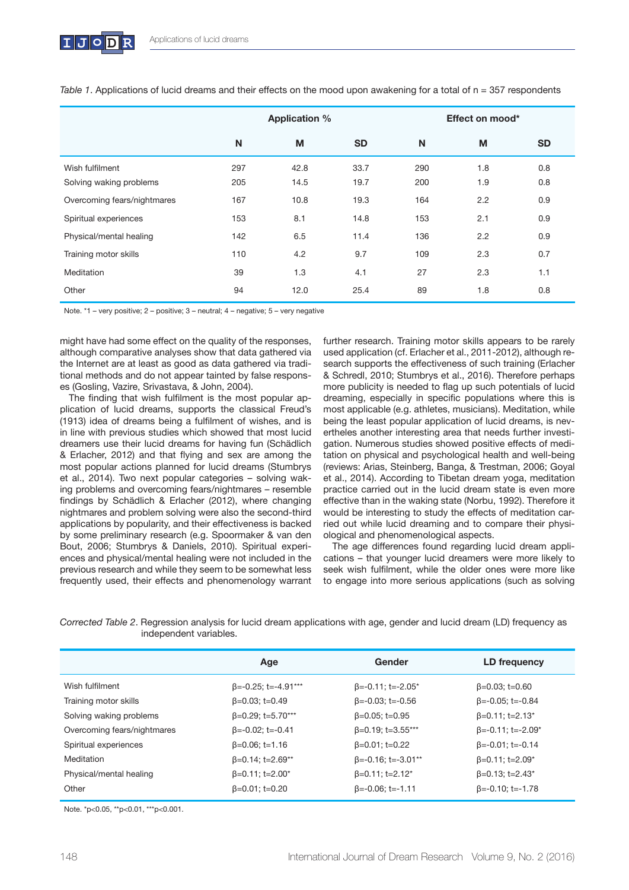*Table 1*. Applications of lucid dreams and their effects on the mood upon awakening for a total of n = 357 respondents

| | Application % | | | Effect on mood* | | |
|---|---|---|---|---|---|---|
| | N | M | SD | N | M | SD |
| Wish fulfilment | 297 | 42.8 | 33.7 | 290 | 1.8 | 0.8 |
| Solving waking problems | 205 | 14.5 | 19.7 | 200 | 1.9 | 0.8 |
| Overcoming fears/nightmares | 167 | 10.8 | 19.3 | 164 | 2.2 | 0.9 |
| Spiritual experiences | 153 | 8.1 | 14.8 | 153 | 2.1 | 0.9 |
| Physical/mental healing | 142 | 6.5 | 11.4 | 136 | 2.2 | 0.9 |
| Training motor skills | 110 | 4.2 | 9.7 | 109 | 2.3 | 0.7 |
| Meditation | 39 | 1.3 | 4.1 | 27 | 2.3 | 1.1 |
| Other | 94 | 12.0 | 25.4 | 89 | 1.8 | 0.8 |

Note. *1 – very positive; 2 – positive; 3 – neutral; 4 – negative; 5 – very negative

might have had some effect on the quality of the responses, although comparative analyses show that data gathered via the Internet are at least as good as data gathered via traditional methods and do not appear tainted by false responses (Gosling, Vazire, Srivastava, & John, 2004).

The finding that wish fulfilment is the most popular application of lucid dreams, supports the classical Freud's (1913) idea of dreams being a fulfilment of wishes, and is in line with previous studies which showed that most lucid dreamers use their lucid dreams for having fun (Schädlich & Erlacher, 2012) and that flying and sex are among the most popular actions planned for lucid dreams (Stumbrys et al., 2014). Two next popular categories – solving waking problems and overcoming fears/nightmares – resemble findings by Schädlich & Erlacher (2012), where changing nightmares and problem solving were also the second-third applications by popularity, and their effectiveness is backed by some preliminary research (e.g. Spoormaker & van den Bout, 2006; Stumbrys & Daniels, 2010). Spiritual experiences and physical/mental healing were not included in the previous research and while they seem to be somewhat less frequently used, their effects and phenomenology warrant further research. Training motor skills appears to be rarely used application (cf. Erlacher et al., 2011-2012), although research supports the effectiveness of such training (Erlacher & Schredl, 2010; Stumbrys et al., 2016). Therefore perhaps more publicity is needed to flag up such potentials of lucid dreaming, especially in specific populations where this is most applicable (e.g. athletes, musicians). Meditation, while being the least popular application of lucid dreams, is nevertheles another interesting area that needs further investigation. Numerous studies showed positive effects of meditation on physical and psychological health and well-being (reviews: Arias, Steinberg, Banga, & Trestman, 2006; Goyal et al., 2014). According to Tibetan dream yoga, meditation practice carried out in the lucid dream state is even more effective than in the waking state (Norbu, 1992). Therefore it would be interesting to study the effects of meditation carried out while lucid dreaming and to compare their physiological and phenomenological aspects.

The age differences found regarding lucid dream applications – that younger lucid dreamers were more likely to seek wish fulfilment, while the older ones were more like to engage into more serious applications (such as solving

*Corrected Table 2*. Regression analysis for lucid dream applications with age, gender and lucid dream (LD) frequency as independent variables.

| | Age | Gender | LD frequency |
|---|---|---|---|
| Wish fulfilment | β=-0.25; t=-4.91*** | β=-0.11; t=-2.05* | β=0.03; t=0.60 |
| Training motor skills | β=0.03; t=0.49 | β=-0.03; t=-0.56 | β=-0.05; t=-0.84 |
| Solving waking problems | β=0.29; t=5.70*** | β=0.05; t=0.95 | β=0.11; t=2.13* |
| Overcoming fears/nightmares | β=-0.02; t=-0.41 | β=0.19; t=3.55*** | β=-0.11; t=-2.09* |
| Spiritual experiences | β=0.06; t=1.16 | β=0.01; t=0.22 | β=-0.01; t=-0.14 |
| Meditation | β=0.14; t=2.69** | β=-0.16; t=-3.01** | β=0.11; t=2.09* |
| Physical/mental healing | β=0.11; t=2.00* | β=0.11; t=2.12* | β=0.13; t=2.43* |
| Other | β=0.01; t=0.20 | β=-0.06; t=-1.11 | β=-0.10; t=-1.78 |

Note. *p<0.05, **p<0.01, ***p<0.001.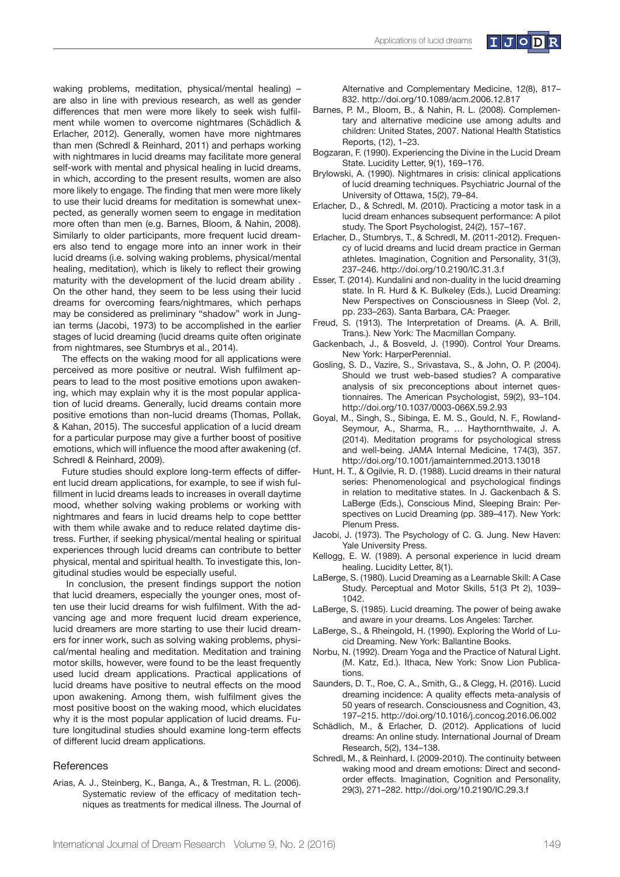waking problems, meditation, physical/mental healing) – are also in line with previous research, as well as gender differences that men were more likely to seek wish fulfilment while women to overcome nightmares (Schädlich & Erlacher, 2012). Generally, women have more nightmares than men (Schredl & Reinhard, 2011) and perhaps working with nightmares in lucid dreams may facilitate more general self-work with mental and physical healing in lucid dreams, in which, according to the present results, women are also more likely to engage. The finding that men were more likely to use their lucid dreams for meditation is somewhat unexpected, as generally women seem to engage in meditation more often than men (e.g. Barnes, Bloom, & Nahin, 2008). Similarly to older participants, more frequent lucid dreamers also tend to engage more into an inner work in their lucid dreams (i.e. solving waking problems, physical/mental healing, meditation), which is likely to reflect their growing maturity with the development of the lucid dream ability . On the other hand, they seem to be less using their lucid dreams for overcoming fears/nightmares, which perhaps may be considered as preliminary "shadow" work in Jungian terms (Jacobi, 1973) to be accomplished in the earlier stages of lucid dreaming (lucid dreams quite often originate from nightmares, see Stumbrys et al., 2014).

The effects on the waking mood for all applications were perceived as more positive or neutral. Wish fulfilment appears to lead to the most positive emotions upon awakening, which may explain why it is the most popular application of lucid dreams. Generally, lucid dreams contain more positive emotions than non-lucid dreams (Thomas, Pollak, & Kahan, 2015). The succesful application of a lucid dream for a particular purpose may give a further boost of positive emotions, which will influence the mood after awakening (cf. Schredl & Reinhard, 2009).

Future studies should explore long-term effects of different lucid dream applications, for example, to see if wish fulfillment in lucid dreams leads to increases in overall daytime mood, whether solving waking problems or working with nightmares and fears in lucid dreams help to cope bettter with them while awake and to reduce related daytime distress. Further, if seeking physical/mental healing or spiritual experiences through lucid dreams can contribute to better physical, mental and spiritual health. To investigate this, longitudinal studies would be especially useful.

In conclusion, the present findings support the notion that lucid dreamers, especially the younger ones, most often use their lucid dreams for wish fulfilment. With the advancing age and more frequent lucid dream experience, lucid dreamers are more starting to use their lucid dreamers for inner work, such as solving waking problems, physical/mental healing and meditation. Meditation and training motor skills, however, were found to be the least frequently used lucid dream applications. Practical applications of lucid dreams have positive to neutral effects on the mood upon awakening. Among them, wish fulfilment gives the most positive boost on the waking mood, which elucidates why it is the most popular application of lucid dreams. Future longitudinal studies should examine long-term effects of different lucid dream applications.

## References

Arias, A. J., Steinberg, K., Banga, A., & Trestman, R. L. (2006). Systematic review of the efficacy of meditation techniques as treatments for medical illness. The Journal of Alternative and Complementary Medicine, 12(8), 817–832. http://doi.org/10.1089/acm.2006.12.817

Barnes, P. M., Bloom, B., & Nahin, R. L. (2008). Complementary and alternative medicine use among adults and children: United States, 2007. National Health Statistics Reports, (12), 1–23.

Bogzaran, F. (1990). Experiencing the Divine in the Lucid Dream State. Lucidity Letter, 9(1), 169–176.

Brylowski, A. (1990). Nightmares in crisis: clinical applications of lucid dreaming techniques. Psychiatric Journal of the University of Ottawa, 15(2), 79–84.

Erlacher, D., & Schredl, M. (2010). Practicing a motor task in a lucid dream enhances subsequent performance: A pilot study. The Sport Psychologist, 24(2), 157–167.

Erlacher, D., Stumbrys, T., & Schredl, M. (2011-2012). Frequency of lucid dreams and lucid dream practice in German athletes. Imagination, Cognition and Personality, 31(3), 237–246. http://doi.org/10.2190/IC.31.3.f

Esser, T. (2014). Kundalini and non-duality in the lucid dreaming state. In R. Hurd & K. Bulkeley (Eds.), Lucid Dreaming: New Perspectives on Consciousness in Sleep (Vol. 2, pp. 233–263). Santa Barbara, CA: Praeger.

Freud, S. (1913). The Interpretation of Dreams. (A. A. Brill, Trans.). New York: The Macmillan Company.

Gackenbach, J., & Bosveld, J. (1990). Control Your Dreams. New York: HarperPerennial.

Gosling, S. D., Vazire, S., Srivastava, S., & John, O. P. (2004). Should we trust web-based studies? A comparative analysis of six preconceptions about internet questionnaires. The American Psychologist, 59(2), 93–104. http://doi.org/10.1037/0003-066X.59.2.93

Goyal, M., Singh, S., Sibinga, E. M. S., Gould, N. F., Rowland-Seymour, A., Sharma, R., … Haythornthwaite, J. A. (2014). Meditation programs for psychological stress and well-being. JAMA Internal Medicine, 174(3), 357. http://doi.org/10.1001/jamainternmed.2013.13018

Hunt, H. T., & Ogilvie, R. D. (1988). Lucid dreams in their natural series: Phenomenological and psychological findings in relation to meditative states. In J. Gackenbach & S. LaBerge (Eds.), Conscious Mind, Sleeping Brain: Perspectives on Lucid Dreaming (pp. 389–417). New York: Plenum Press.

Jacobi, J. (1973). The Psychology of C. G. Jung. New Haven: Yale University Press.

Kellogg, E. W. (1989). A personal experience in lucid dream healing. Lucidity Letter, 8(1).

LaBerge, S. (1980). Lucid Dreaming as a Learnable Skill: A Case Study. Perceptual and Motor Skills, 51(3 Pt 2), 1039–1042.

LaBerge, S. (1985). Lucid dreaming. The power of being awake and aware in your dreams. Los Angeles: Tarcher.

LaBerge, S., & Rheingold, H. (1990). Exploring the World of Lucid Dreaming. New York: Ballantine Books.

Norbu, N. (1992). Dream Yoga and the Practice of Natural Light. (M. Katz, Ed.). Ithaca, New York: Snow Lion Publications.

Saunders, D. T., Roe, C. A., Smith, G., & Clegg, H. (2016). Lucid dreaming incidence: A quality effects meta-analysis of 50 years of research. Consciousness and Cognition, 43, 197–215. http://doi.org/10.1016/j.concog.2016.06.002

Schädlich, M., & Erlacher, D. (2012). Applications of lucid dreams: An online study. International Journal of Dream Research, 5(2), 134–138.

Schredl, M., & Reinhard, I. (2009-2010). The continuity between waking mood and dream emotions: Direct and second-order effects. Imagination, Cognition and Personality, 29(3), 271–282. http://doi.org/10.2190/IC.29.3.f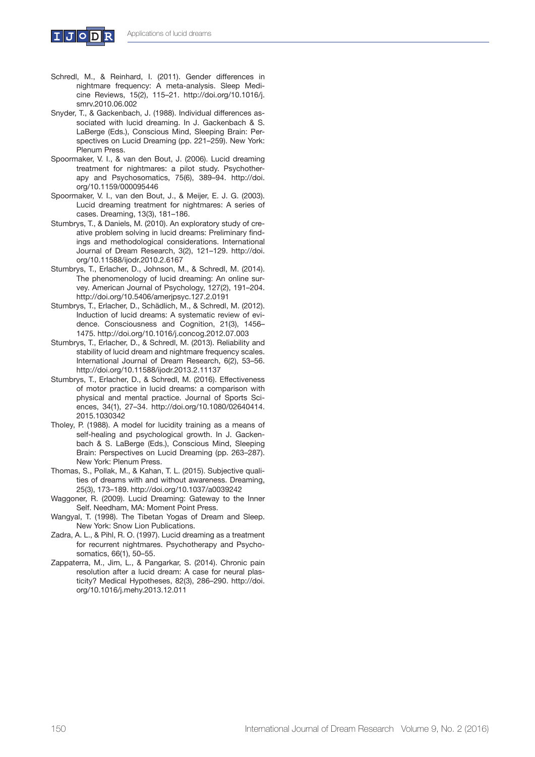Schredl, M., & Reinhard, I. (2011). Gender differences in nightmare frequency: A meta-analysis. Sleep Medicine Reviews, 15(2), 115–21. http://doi.org/10.1016/j.smrv.2010.06.002

Snyder, T., & Gackenbach, J. (1988). Individual differences associated with lucid dreaming. In J. Gackenbach & S. LaBerge (Eds.), Conscious Mind, Sleeping Brain: Perspectives on Lucid Dreaming (pp. 221–259). New York: Plenum Press.

Spoormaker, V. I., & van den Bout, J. (2006). Lucid dreaming treatment for nightmares: a pilot study. Psychotherapy and Psychosomatics, 75(6), 389–94. http://doi.org/10.1159/000095446

Spoormaker, V. I., van den Bout, J., & Meijer, E. J. G. (2003). Lucid dreaming treatment for nightmares: A series of cases. Dreaming, 13(3), 181–186.

Stumbrys, T., & Daniels, M. (2010). An exploratory study of creative problem solving in lucid dreams: Preliminary findings and methodological considerations. International Journal of Dream Research, 3(2), 121–129. http://doi.org/10.11588/ijodr.2010.2.6167

Stumbrys, T., Erlacher, D., Johnson, M., & Schredl, M. (2014). The phenomenology of lucid dreaming: An online survey. American Journal of Psychology, 127(2), 191–204. http://doi.org/10.5406/amerjpsyc.127.2.0191

Stumbrys, T., Erlacher, D., Schädlich, M., & Schredl, M. (2012). Induction of lucid dreams: A systematic review of evidence. Consciousness and Cognition, 21(3), 1456–1475. http://doi.org/10.1016/j.concog.2012.07.003

Stumbrys, T., Erlacher, D., & Schredl, M. (2013). Reliability and stability of lucid dream and nightmare frequency scales. International Journal of Dream Research, 6(2), 53–56. http://doi.org/10.11588/ijodr.2013.2.11137

Stumbrys, T., Erlacher, D., & Schredl, M. (2016). Effectiveness of motor practice in lucid dreams: a comparison with physical and mental practice. Journal of Sports Sciences, 34(1), 27–34. http://doi.org/10.1080/02640414.2015.1030342

Tholey, P. (1988). A model for lucidity training as a means of self-healing and psychological growth. In J. Gackenbach & S. LaBerge (Eds.), Conscious Mind, Sleeping Brain: Perspectives on Lucid Dreaming (pp. 263–287). New York: Plenum Press.

Thomas, S., Pollak, M., & Kahan, T. L. (2015). Subjective qualities of dreams with and without awareness. Dreaming, 25(3), 173–189. http://doi.org/10.1037/a0039242

Waggoner, R. (2009). Lucid Dreaming: Gateway to the Inner Self. Needham, MA: Moment Point Press.

Wangyal, T. (1998). The Tibetan Yogas of Dream and Sleep. New York: Snow Lion Publications.

Zadra, A. L., & Pihl, R. O. (1997). Lucid dreaming as a treatment for recurrent nightmares. Psychotherapy and Psychosomatics, 66(1), 50–55.

Zappaterra, M., Jim, L., & Pangarkar, S. (2014). Chronic pain resolution after a lucid dream: A case for neural plasticity? Medical Hypotheses, 82(3), 286–290. http://doi.org/10.1016/j.mehy.2013.12.011